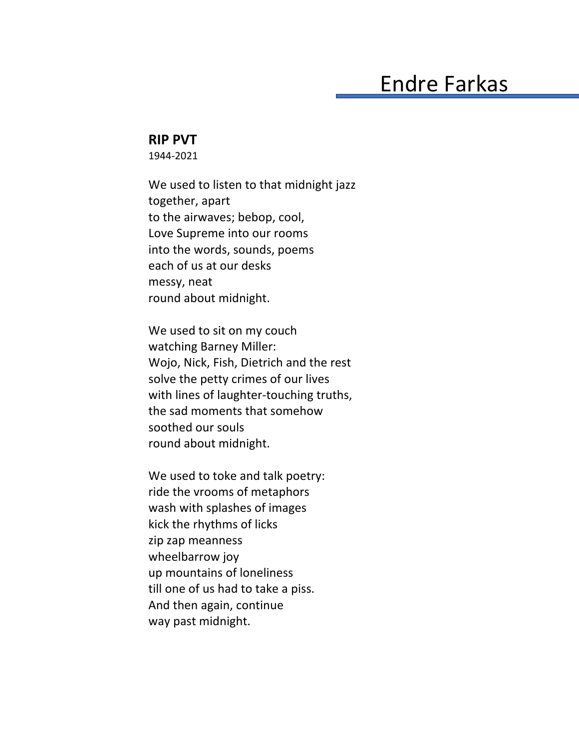# Endre Farkas

**RIP PVT**
1944-2021

We used to listen to that midnight jazz
together, apart
to the airwaves; bebop, cool,
Love Supreme into our rooms
into the words, sounds, poems
each of us at our desks
messy, neat
round about midnight.

We used to sit on my couch
watching Barney Miller:
Wojo, Nick, Fish, Dietrich and the rest
solve the petty crimes of our lives
with lines of laughter-touching truths,
the sad moments that somehow
soothed our souls
round about midnight.

We used to toke and talk poetry:
ride the vrooms of metaphors
wash with splashes of images
kick the rhythms of licks
zip zap meanness
wheelbarrow joy
up mountains of loneliness
till one of us had to take a piss.
And then again, continue
way past midnight.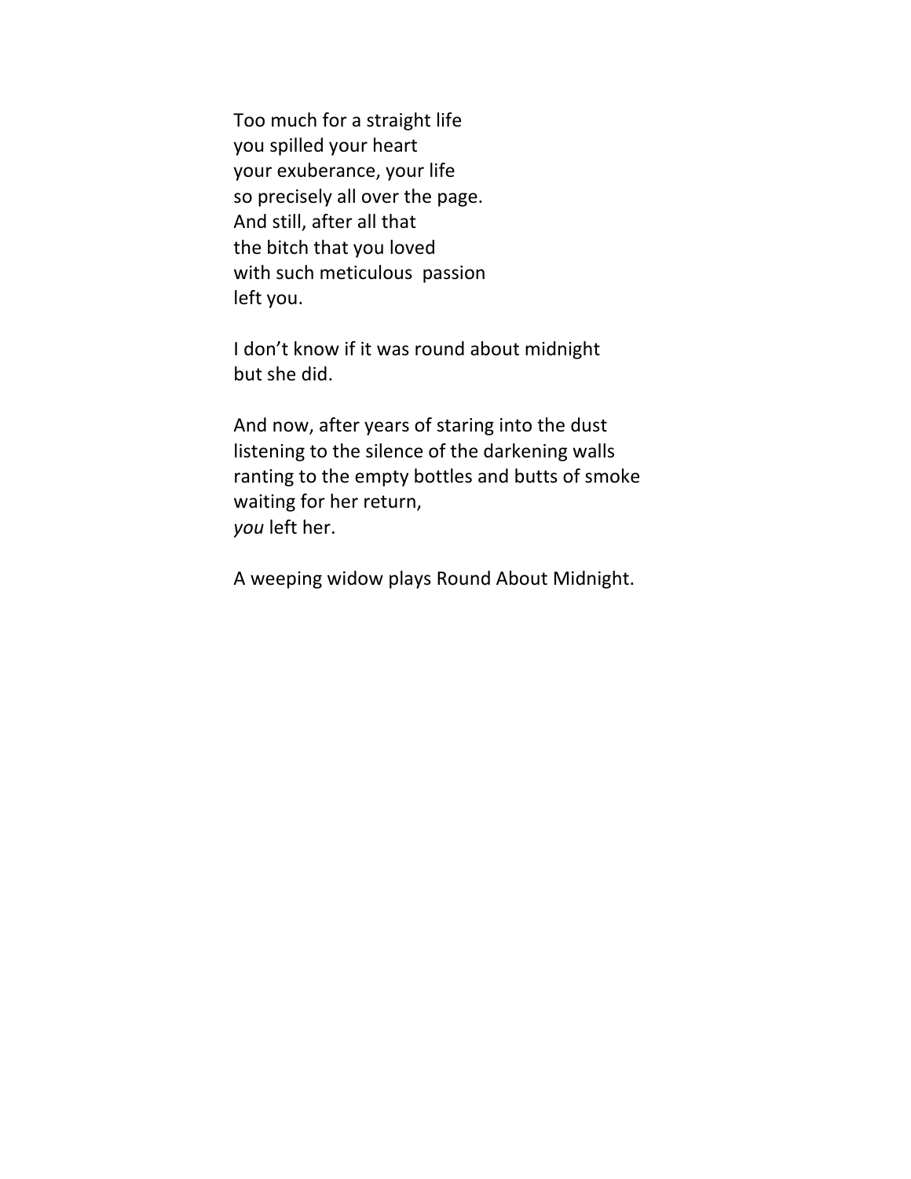Too much for a straight life  
you spilled your heart  
your exuberance, your life  
so precisely all over the page.  
And still, after all that  
the bitch that you loved  
with such meticulous passion  
left you.

I don't know if it was round about midnight  
but she did.

And now, after years of staring into the dust  
listening to the silence of the darkening walls  
ranting to the empty bottles and butts of smoke  
waiting for her return,  
*you* left her.

A weeping widow plays Round About Midnight.